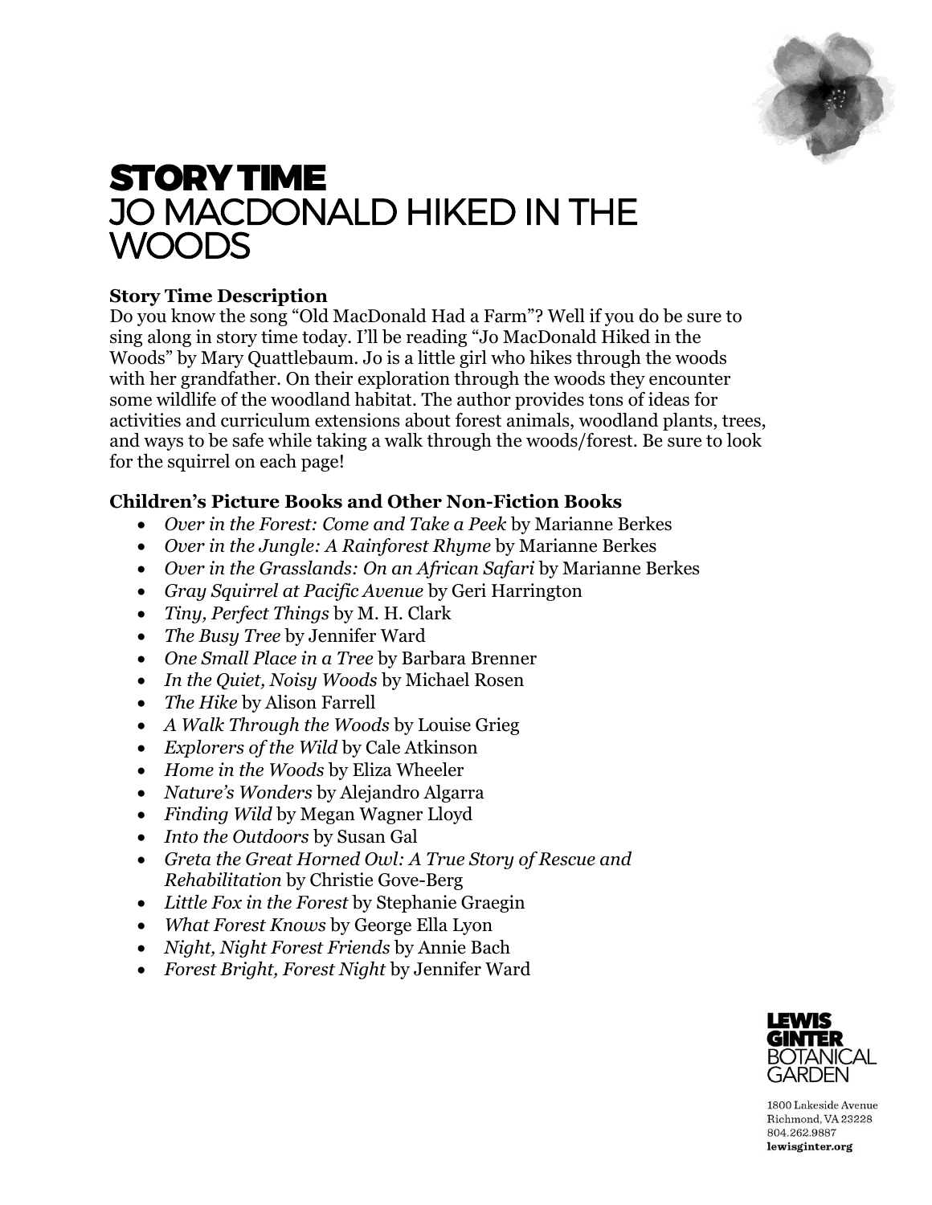# STORY TIME
## JO MACDONALD HIKED IN THE WOODS

### Story Time Description

Do you know the song "Old MacDonald Had a Farm"? Well if you do be sure to sing along in story time today. I'll be reading "Jo MacDonald Hiked in the Woods" by Mary Quattlebaum. Jo is a little girl who hikes through the woods with her grandfather. On their exploration through the woods they encounter some wildlife of the woodland habitat. The author provides tons of ideas for activities and curriculum extensions about forest animals, woodland plants, trees, and ways to be safe while taking a walk through the woods/forest. Be sure to look for the squirrel on each page!

### Children's Picture Books and Other Non-Fiction Books

- *Over in the Forest: Come and Take a Peek* by Marianne Berkes
- *Over in the Jungle: A Rainforest Rhyme* by Marianne Berkes
- *Over in the Grasslands: On an African Safari* by Marianne Berkes
- *Gray Squirrel at Pacific Avenue* by Geri Harrington
- *Tiny, Perfect Things* by M. H. Clark
- *The Busy Tree* by Jennifer Ward
- *One Small Place in a Tree* by Barbara Brenner
- *In the Quiet, Noisy Woods* by Michael Rosen
- *The Hike* by Alison Farrell
- *A Walk Through the Woods* by Louise Grieg
- *Explorers of the Wild* by Cale Atkinson
- *Home in the Woods* by Eliza Wheeler
- *Nature's Wonders* by Alejandro Algarra
- *Finding Wild* by Megan Wagner Lloyd
- *Into the Outdoors* by Susan Gal
- *Greta the Great Horned Owl: A True Story of Rescue and Rehabilitation* by Christie Gove-Berg
- *Little Fox in the Forest* by Stephanie Graegin
- *What Forest Knows* by George Ella Lyon
- *Night, Night Forest Friends* by Annie Bach
- *Forest Bright, Forest Night* by Jennifer Ward

LEWIS GINTER BOTANICAL GARDEN

1800 Lakeside Avenue
Richmond, VA 23228
804.262.9887
**lewisginter.org**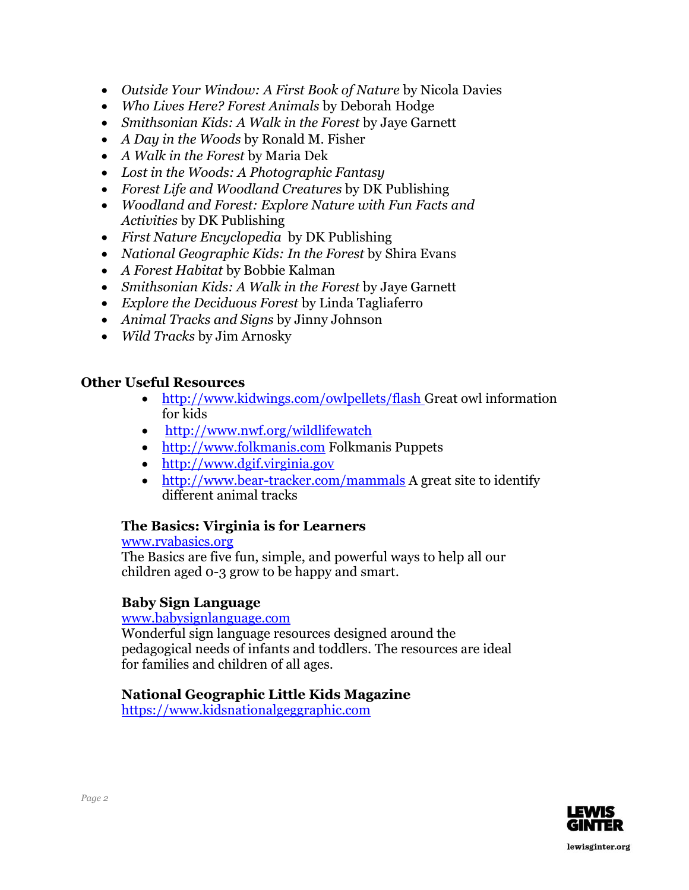- *Outside Your Window: A First Book of Nature* by Nicola Davies
- *Who Lives Here? Forest Animals* by Deborah Hodge
- *Smithsonian Kids: A Walk in the Forest* by Jaye Garnett
- *A Day in the Woods* by Ronald M. Fisher
- *A Walk in the Forest* by Maria Dek
- *Lost in the Woods: A Photographic Fantasy*
- *Forest Life and Woodland Creatures* by DK Publishing
- *Woodland and Forest: Explore Nature with Fun Facts and Activities* by DK Publishing
- *First Nature Encyclopedia* by DK Publishing
- *National Geographic Kids: In the Forest* by Shira Evans
- *A Forest Habitat* by Bobbie Kalman
- *Smithsonian Kids: A Walk in the Forest* by Jaye Garnett
- *Explore the Deciduous Forest* by Linda Tagliaferro
- *Animal Tracks and Signs* by Jinny Johnson
- *Wild Tracks* by Jim Arnosky

**Other Useful Resources**

- http://www.kidwings.com/owlpellets/flash Great owl information for kids
- http://www.nwf.org/wildlifewatch
- http://www.folkmanis.com Folkmanis Puppets
- http://www.dgif.virginia.gov
- http://www.bear-tracker.com/mammals A great site to identify different animal tracks

**The Basics: Virginia is for Learners**
www.rvabasics.org
The Basics are five fun, simple, and powerful ways to help all our children aged 0-3 grow to be happy and smart.

**Baby Sign Language**
www.babysignlanguage.com
Wonderful sign language resources designed around the pedagogical needs of infants and toddlers. The resources are ideal for families and children of all ages.

**National Geographic Little Kids Magazine**
https://www.kidsnationalgeggraphic.com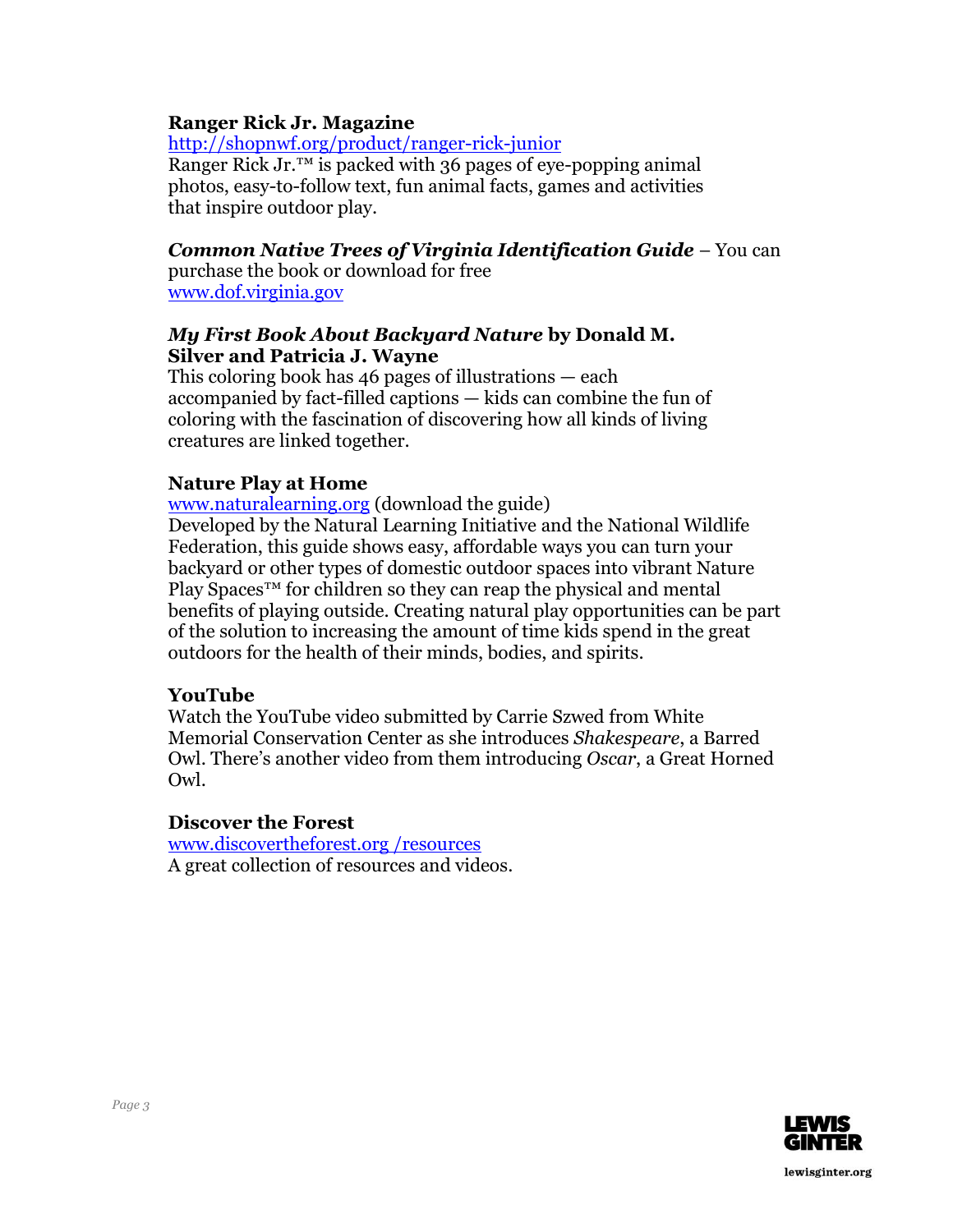**Ranger Rick Jr. Magazine**
http://shopnwf.org/product/ranger-rick-junior
Ranger Rick Jr.™ is packed with 36 pages of eye-popping animal photos, easy-to-follow text, fun animal facts, games and activities that inspire outdoor play.

***Common Native Trees of Virginia Identification Guide*** – You can purchase the book or download for free
www.dof.virginia.gov

***My First Book About Backyard Nature* by Donald M. Silver and Patricia J. Wayne**
This coloring book has 46 pages of illustrations — each accompanied by fact-filled captions — kids can combine the fun of coloring with the fascination of discovering how all kinds of living creatures are linked together.

**Nature Play at Home**
www.naturalearning.org (download the guide)
Developed by the Natural Learning Initiative and the National Wildlife Federation, this guide shows easy, affordable ways you can turn your backyard or other types of domestic outdoor spaces into vibrant Nature Play Spaces™ for children so they can reap the physical and mental benefits of playing outside. Creating natural play opportunities can be part of the solution to increasing the amount of time kids spend in the great outdoors for the health of their minds, bodies, and spirits.

**YouTube**
Watch the YouTube video submitted by Carrie Szwed from White Memorial Conservation Center as she introduces *Shakespeare*, a Barred Owl. There's another video from them introducing *Oscar*, a Great Horned Owl.

**Discover the Forest**
www.discovertheforest.org /resources
A great collection of resources and videos.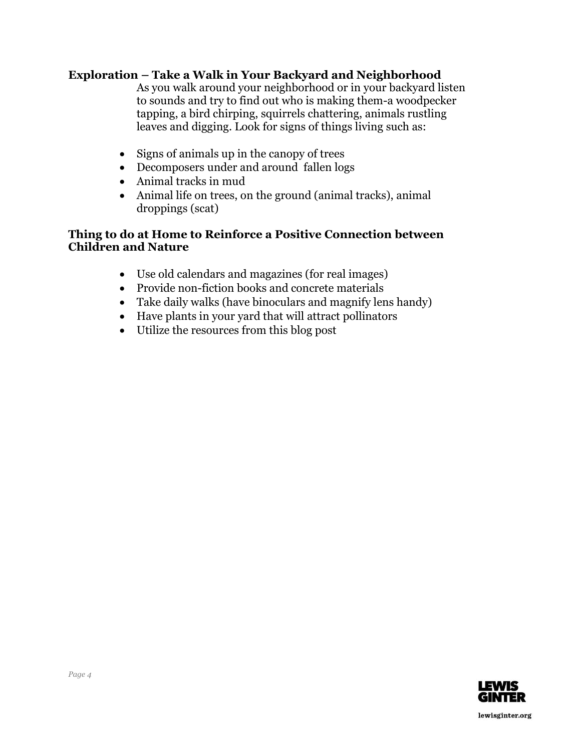**Exploration – Take a Walk in Your Backyard and Neighborhood**

As you walk around your neighborhood or in your backyard listen to sounds and try to find out who is making them-a woodpecker tapping, a bird chirping, squirrels chattering, animals rustling leaves and digging. Look for signs of things living such as:

- Signs of animals up in the canopy of trees
- Decomposers under and around fallen logs
- Animal tracks in mud
- Animal life on trees, on the ground (animal tracks), animal droppings (scat)

**Thing to do at Home to Reinforce a Positive Connection between Children and Nature**

- Use old calendars and magazines (for real images)
- Provide non-fiction books and concrete materials
- Take daily walks (have binoculars and magnify lens handy)
- Have plants in your yard that will attract pollinators
- Utilize the resources from this blog post